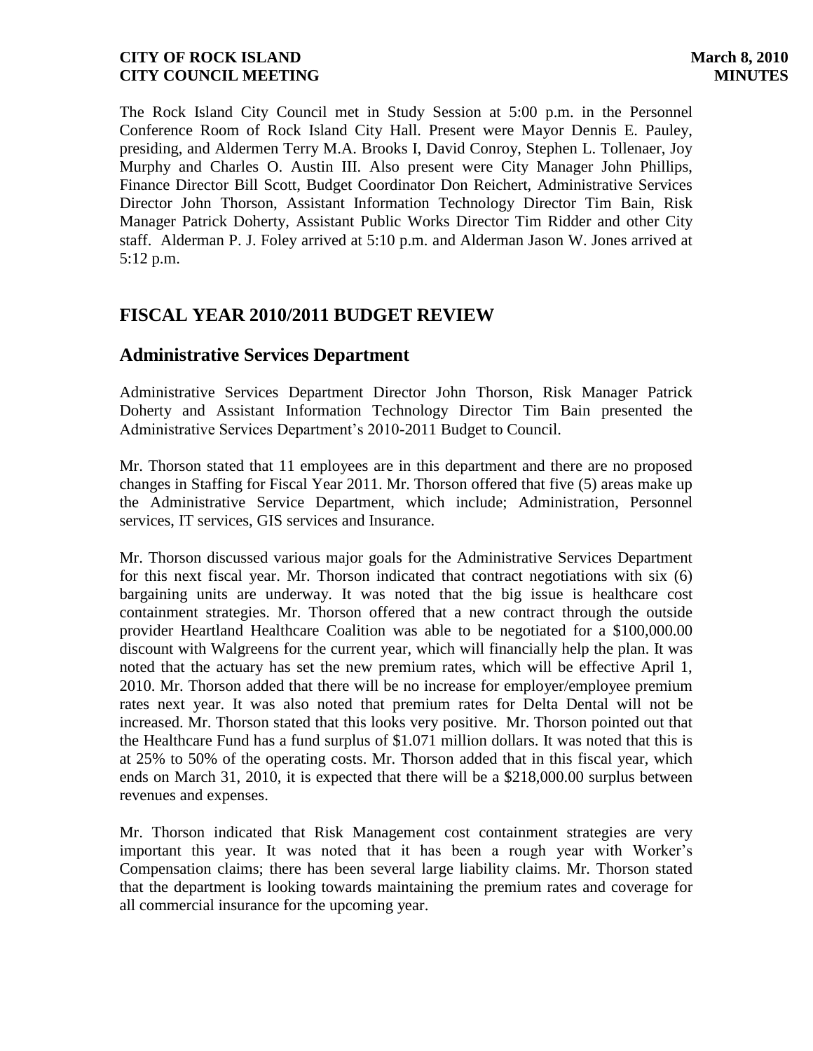The Rock Island City Council met in Study Session at 5:00 p.m. in the Personnel Conference Room of Rock Island City Hall. Present were Mayor Dennis E. Pauley, presiding, and Aldermen Terry M.A. Brooks I, David Conroy, Stephen L. Tollenaer, Joy Murphy and Charles O. Austin III. Also present were City Manager John Phillips, Finance Director Bill Scott, Budget Coordinator Don Reichert, Administrative Services Director John Thorson, Assistant Information Technology Director Tim Bain, Risk Manager Patrick Doherty, Assistant Public Works Director Tim Ridder and other City staff. Alderman P. J. Foley arrived at 5:10 p.m. and Alderman Jason W. Jones arrived at 5:12 p.m.

## FISCAL YEAR 2010/2011 BUDGET REVIEW

## Administrative Services Department

Administrative Services Department Director John Thorson, Risk Manager Patrick Doherty and Assistant Information Technology Director Tim Bain presented the Administrative Services Department's 2010-2011 Budget to Council.

Mr. Thorson stated that 11 employees are in this department and there are no proposed changes in Staffing for Fiscal Year 2011. Mr. Thorson offered that five (5) areas make up the Administrative Service Department, which include; Administration, Personnel services, IT services, GIS services and Insurance.

Mr. Thorson discussed various major goals for the Administrative Services Department for this next fiscal year. Mr. Thorson indicated that contract negotiations with six (6) bargaining units are underway. It was noted that the big issue is healthcare cost containment strategies. Mr. Thorson offered that a new contract through the outside provider Heartland Healthcare Coalition was able to be negotiated for a $100,000.00 discount with Walgreens for the current year, which will financially help the plan. It was noted that the actuary has set the new premium rates, which will be effective April 1, 2010. Mr. Thorson added that there will be no increase for employer/employee premium rates next year. It was also noted that premium rates for Delta Dental will not be increased. Mr. Thorson stated that this looks very positive. Mr. Thorson pointed out that the Healthcare Fund has a fund surplus of $1.071 million dollars. It was noted that this is at 25% to 50% of the operating costs. Mr. Thorson added that in this fiscal year, which ends on March 31, 2010, it is expected that there will be a $218,000.00 surplus between revenues and expenses.

Mr. Thorson indicated that Risk Management cost containment strategies are very important this year. It was noted that it has been a rough year with Worker's Compensation claims; there has been several large liability claims. Mr. Thorson stated that the department is looking towards maintaining the premium rates and coverage for all commercial insurance for the upcoming year.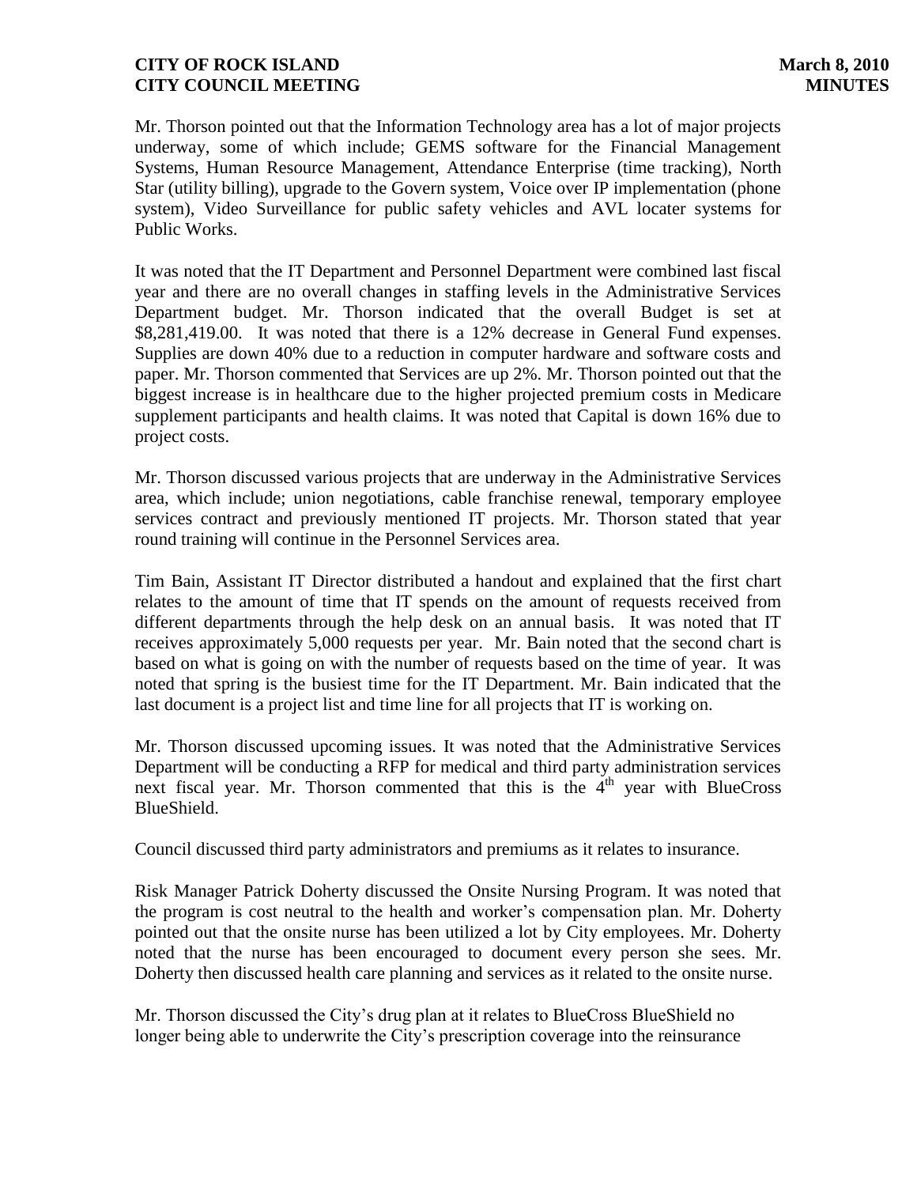Mr. Thorson pointed out that the Information Technology area has a lot of major projects underway, some of which include; GEMS software for the Financial Management Systems, Human Resource Management, Attendance Enterprise (time tracking), North Star (utility billing), upgrade to the Govern system, Voice over IP implementation (phone system), Video Surveillance for public safety vehicles and AVL locater systems for Public Works.

It was noted that the IT Department and Personnel Department were combined last fiscal year and there are no overall changes in staffing levels in the Administrative Services Department budget. Mr. Thorson indicated that the overall Budget is set at $8,281,419.00. It was noted that there is a 12% decrease in General Fund expenses. Supplies are down 40% due to a reduction in computer hardware and software costs and paper. Mr. Thorson commented that Services are up 2%. Mr. Thorson pointed out that the biggest increase is in healthcare due to the higher projected premium costs in Medicare supplement participants and health claims. It was noted that Capital is down 16% due to project costs.

Mr. Thorson discussed various projects that are underway in the Administrative Services area, which include; union negotiations, cable franchise renewal, temporary employee services contract and previously mentioned IT projects. Mr. Thorson stated that year round training will continue in the Personnel Services area.

Tim Bain, Assistant IT Director distributed a handout and explained that the first chart relates to the amount of time that IT spends on the amount of requests received from different departments through the help desk on an annual basis. It was noted that IT receives approximately 5,000 requests per year. Mr. Bain noted that the second chart is based on what is going on with the number of requests based on the time of year. It was noted that spring is the busiest time for the IT Department. Mr. Bain indicated that the last document is a project list and time line for all projects that IT is working on.

Mr. Thorson discussed upcoming issues. It was noted that the Administrative Services Department will be conducting a RFP for medical and third party administration services next fiscal year. Mr. Thorson commented that this is the 4th year with BlueCross BlueShield.

Council discussed third party administrators and premiums as it relates to insurance.

Risk Manager Patrick Doherty discussed the Onsite Nursing Program. It was noted that the program is cost neutral to the health and worker's compensation plan. Mr. Doherty pointed out that the onsite nurse has been utilized a lot by City employees. Mr. Doherty noted that the nurse has been encouraged to document every person she sees. Mr. Doherty then discussed health care planning and services as it related to the onsite nurse.

Mr. Thorson discussed the City's drug plan at it relates to BlueCross BlueShield no longer being able to underwrite the City's prescription coverage into the reinsurance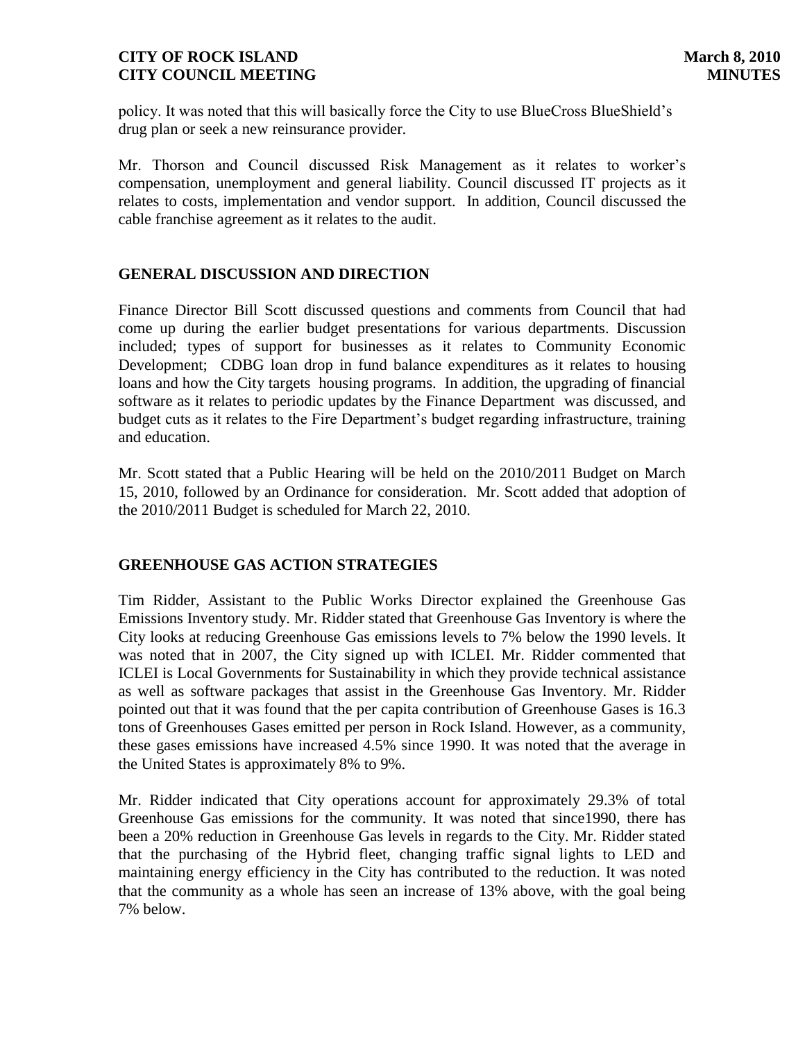policy. It was noted that this will basically force the City to use BlueCross BlueShield's drug plan or seek a new reinsurance provider.

Mr. Thorson and Council discussed Risk Management as it relates to worker's compensation, unemployment and general liability. Council discussed IT projects as it relates to costs, implementation and vendor support. In addition, Council discussed the cable franchise agreement as it relates to the audit.

## GENERAL DISCUSSION AND DIRECTION

Finance Director Bill Scott discussed questions and comments from Council that had come up during the earlier budget presentations for various departments. Discussion included; types of support for businesses as it relates to Community Economic Development; CDBG loan drop in fund balance expenditures as it relates to housing loans and how the City targets housing programs. In addition, the upgrading of financial software as it relates to periodic updates by the Finance Department was discussed, and budget cuts as it relates to the Fire Department's budget regarding infrastructure, training and education.

Mr. Scott stated that a Public Hearing will be held on the 2010/2011 Budget on March 15, 2010, followed by an Ordinance for consideration. Mr. Scott added that adoption of the 2010/2011 Budget is scheduled for March 22, 2010.

## GREENHOUSE GAS ACTION STRATEGIES

Tim Ridder, Assistant to the Public Works Director explained the Greenhouse Gas Emissions Inventory study. Mr. Ridder stated that Greenhouse Gas Inventory is where the City looks at reducing Greenhouse Gas emissions levels to 7% below the 1990 levels. It was noted that in 2007, the City signed up with ICLEI. Mr. Ridder commented that ICLEI is Local Governments for Sustainability in which they provide technical assistance as well as software packages that assist in the Greenhouse Gas Inventory. Mr. Ridder pointed out that it was found that the per capita contribution of Greenhouse Gases is 16.3 tons of Greenhouses Gases emitted per person in Rock Island. However, as a community, these gases emissions have increased 4.5% since 1990. It was noted that the average in the United States is approximately 8% to 9%.

Mr. Ridder indicated that City operations account for approximately 29.3% of total Greenhouse Gas emissions for the community. It was noted that since1990, there has been a 20% reduction in Greenhouse Gas levels in regards to the City. Mr. Ridder stated that the purchasing of the Hybrid fleet, changing traffic signal lights to LED and maintaining energy efficiency in the City has contributed to the reduction. It was noted that the community as a whole has seen an increase of 13% above, with the goal being 7% below.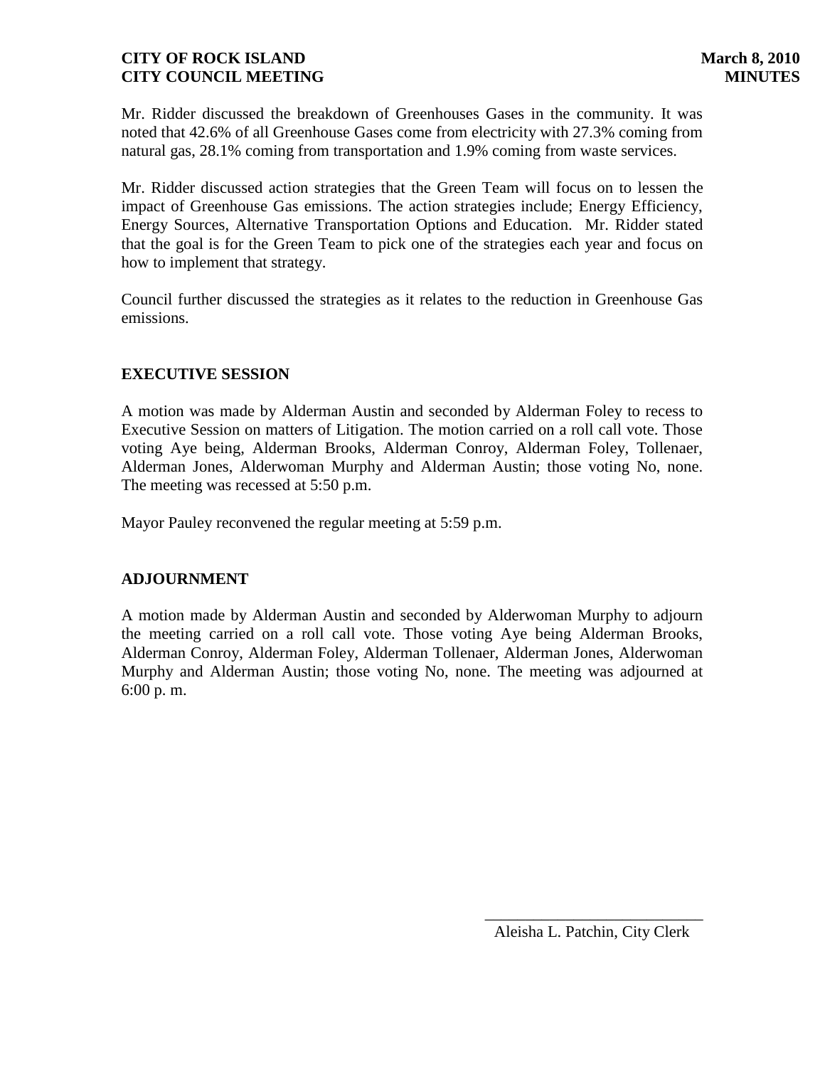Mr. Ridder discussed the breakdown of Greenhouses Gases in the community. It was noted that 42.6% of all Greenhouse Gases come from electricity with 27.3% coming from natural gas, 28.1% coming from transportation and 1.9% coming from waste services.

Mr. Ridder discussed action strategies that the Green Team will focus on to lessen the impact of Greenhouse Gas emissions. The action strategies include; Energy Efficiency, Energy Sources, Alternative Transportation Options and Education. Mr. Ridder stated that the goal is for the Green Team to pick one of the strategies each year and focus on how to implement that strategy.

Council further discussed the strategies as it relates to the reduction in Greenhouse Gas emissions.

## EXECUTIVE SESSION

A motion was made by Alderman Austin and seconded by Alderman Foley to recess to Executive Session on matters of Litigation. The motion carried on a roll call vote. Those voting Aye being, Alderman Brooks, Alderman Conroy, Alderman Foley, Tollenaer, Alderman Jones, Alderwoman Murphy and Alderman Austin; those voting No, none. The meeting was recessed at 5:50 p.m.

Mayor Pauley reconvened the regular meeting at 5:59 p.m.

## ADJOURNMENT

A motion made by Alderman Austin and seconded by Alderwoman Murphy to adjourn the meeting carried on a roll call vote. Those voting Aye being Alderman Brooks, Alderman Conroy, Alderman Foley, Alderman Tollenaer, Alderman Jones, Alderwoman Murphy and Alderman Austin; those voting No, none. The meeting was adjourned at 6:00 p. m.

\_\_\_\_\_\_\_\_\_\_\_\_\_\_\_\_\_\_\_\_\_\_\_\_\_\_\_\_

Aleisha L. Patchin, City Clerk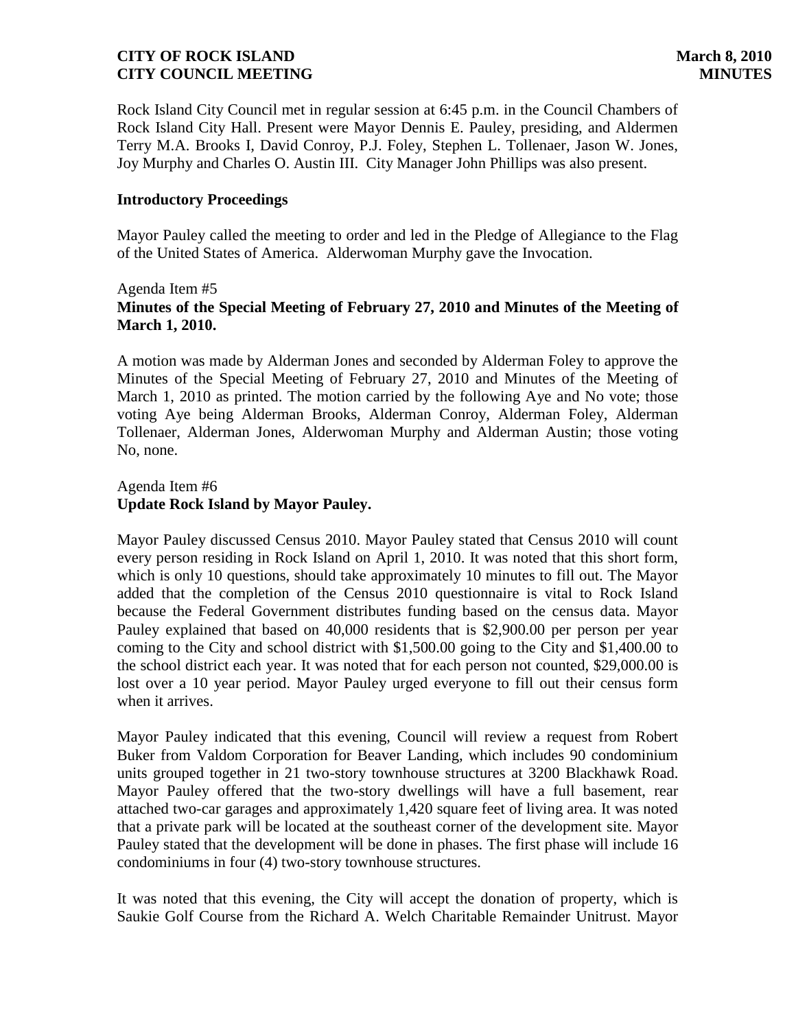Rock Island City Council met in regular session at 6:45 p.m. in the Council Chambers of Rock Island City Hall. Present were Mayor Dennis E. Pauley, presiding, and Aldermen Terry M.A. Brooks I, David Conroy, P.J. Foley, Stephen L. Tollenaer, Jason W. Jones, Joy Murphy and Charles O. Austin III. City Manager John Phillips was also present.

**Introductory Proceedings**

Mayor Pauley called the meeting to order and led in the Pledge of Allegiance to the Flag of the United States of America. Alderwoman Murphy gave the Invocation.

Agenda Item #5
**Minutes of the Special Meeting of February 27, 2010 and Minutes of the Meeting of March 1, 2010.**

A motion was made by Alderman Jones and seconded by Alderman Foley to approve the Minutes of the Special Meeting of February 27, 2010 and Minutes of the Meeting of March 1, 2010 as printed. The motion carried by the following Aye and No vote; those voting Aye being Alderman Brooks, Alderman Conroy, Alderman Foley, Alderman Tollenaer, Alderman Jones, Alderwoman Murphy and Alderman Austin; those voting No, none.

Agenda Item #6
**Update Rock Island by Mayor Pauley.**

Mayor Pauley discussed Census 2010. Mayor Pauley stated that Census 2010 will count every person residing in Rock Island on April 1, 2010. It was noted that this short form, which is only 10 questions, should take approximately 10 minutes to fill out. The Mayor added that the completion of the Census 2010 questionnaire is vital to Rock Island because the Federal Government distributes funding based on the census data. Mayor Pauley explained that based on 40,000 residents that is $2,900.00 per person per year coming to the City and school district with $1,500.00 going to the City and $1,400.00 to the school district each year. It was noted that for each person not counted, $29,000.00 is lost over a 10 year period. Mayor Pauley urged everyone to fill out their census form when it arrives.

Mayor Pauley indicated that this evening, Council will review a request from Robert Buker from Valdom Corporation for Beaver Landing, which includes 90 condominium units grouped together in 21 two-story townhouse structures at 3200 Blackhawk Road. Mayor Pauley offered that the two-story dwellings will have a full basement, rear attached two-car garages and approximately 1,420 square feet of living area. It was noted that a private park will be located at the southeast corner of the development site. Mayor Pauley stated that the development will be done in phases. The first phase will include 16 condominiums in four (4) two-story townhouse structures.

It was noted that this evening, the City will accept the donation of property, which is Saukie Golf Course from the Richard A. Welch Charitable Remainder Unitrust. Mayor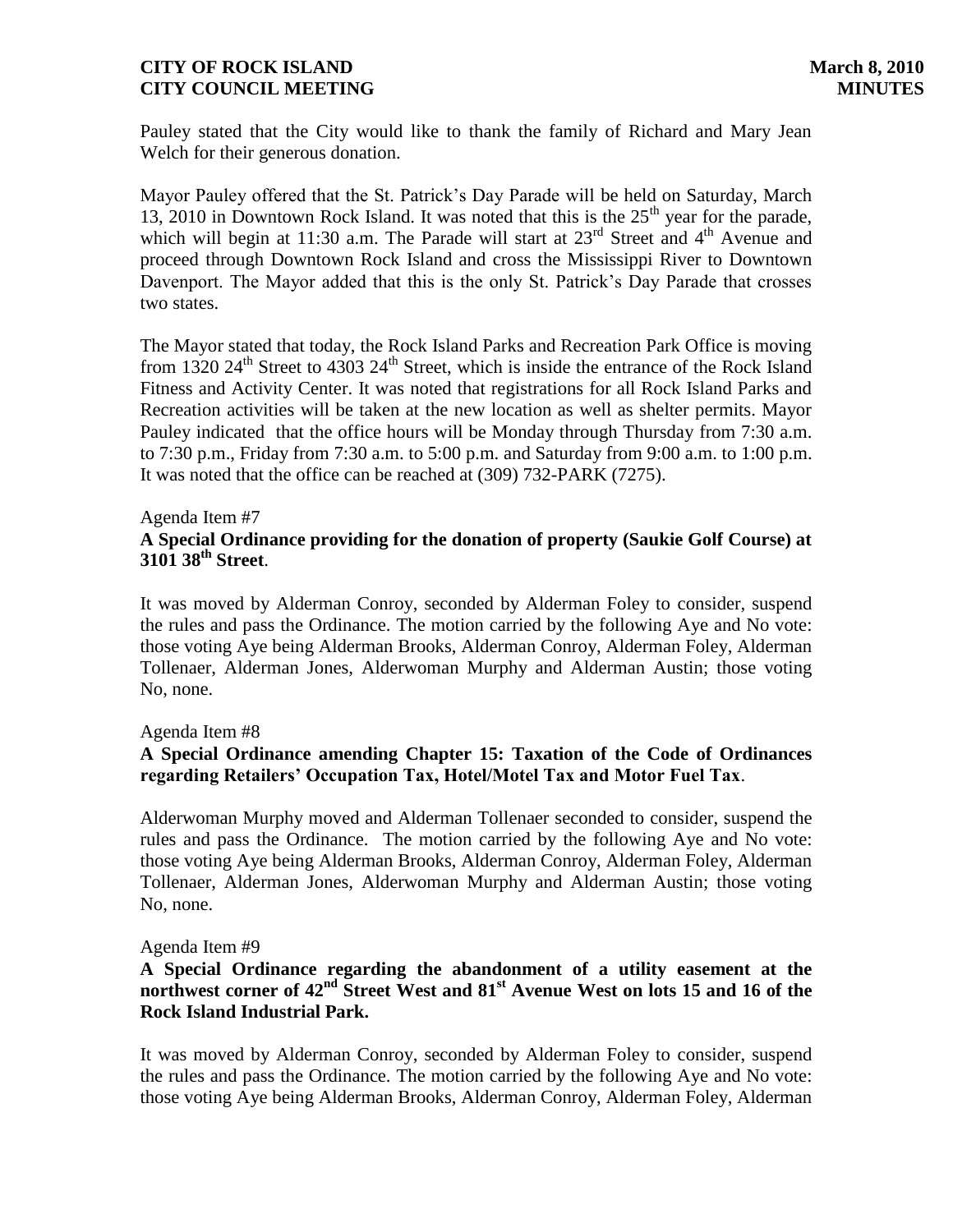Pauley stated that the City would like to thank the family of Richard and Mary Jean Welch for their generous donation.

Mayor Pauley offered that the St. Patrick's Day Parade will be held on Saturday, March 13, 2010 in Downtown Rock Island. It was noted that this is the 25th year for the parade, which will begin at 11:30 a.m. The Parade will start at 23rd Street and 4th Avenue and proceed through Downtown Rock Island and cross the Mississippi River to Downtown Davenport. The Mayor added that this is the only St. Patrick's Day Parade that crosses two states.

The Mayor stated that today, the Rock Island Parks and Recreation Park Office is moving from 1320 24th Street to 4303 24th Street, which is inside the entrance of the Rock Island Fitness and Activity Center. It was noted that registrations for all Rock Island Parks and Recreation activities will be taken at the new location as well as shelter permits. Mayor Pauley indicated that the office hours will be Monday through Thursday from 7:30 a.m. to 7:30 p.m., Friday from 7:30 a.m. to 5:00 p.m. and Saturday from 9:00 a.m. to 1:00 p.m. It was noted that the office can be reached at (309) 732-PARK (7275).

Agenda Item #7

**A Special Ordinance providing for the donation of property (Saukie Golf Course) at 3101 38th Street**.

It was moved by Alderman Conroy, seconded by Alderman Foley to consider, suspend the rules and pass the Ordinance. The motion carried by the following Aye and No vote: those voting Aye being Alderman Brooks, Alderman Conroy, Alderman Foley, Alderman Tollenaer, Alderman Jones, Alderwoman Murphy and Alderman Austin; those voting No, none.

Agenda Item #8

**A Special Ordinance amending Chapter 15: Taxation of the Code of Ordinances regarding Retailers' Occupation Tax, Hotel/Motel Tax and Motor Fuel Tax**.

Alderwoman Murphy moved and Alderman Tollenaer seconded to consider, suspend the rules and pass the Ordinance. The motion carried by the following Aye and No vote: those voting Aye being Alderman Brooks, Alderman Conroy, Alderman Foley, Alderman Tollenaer, Alderman Jones, Alderwoman Murphy and Alderman Austin; those voting No, none.

Agenda Item #9

**A Special Ordinance regarding the abandonment of a utility easement at the northwest corner of 42nd Street West and 81st Avenue West on lots 15 and 16 of the Rock Island Industrial Park.**

It was moved by Alderman Conroy, seconded by Alderman Foley to consider, suspend the rules and pass the Ordinance. The motion carried by the following Aye and No vote: those voting Aye being Alderman Brooks, Alderman Conroy, Alderman Foley, Alderman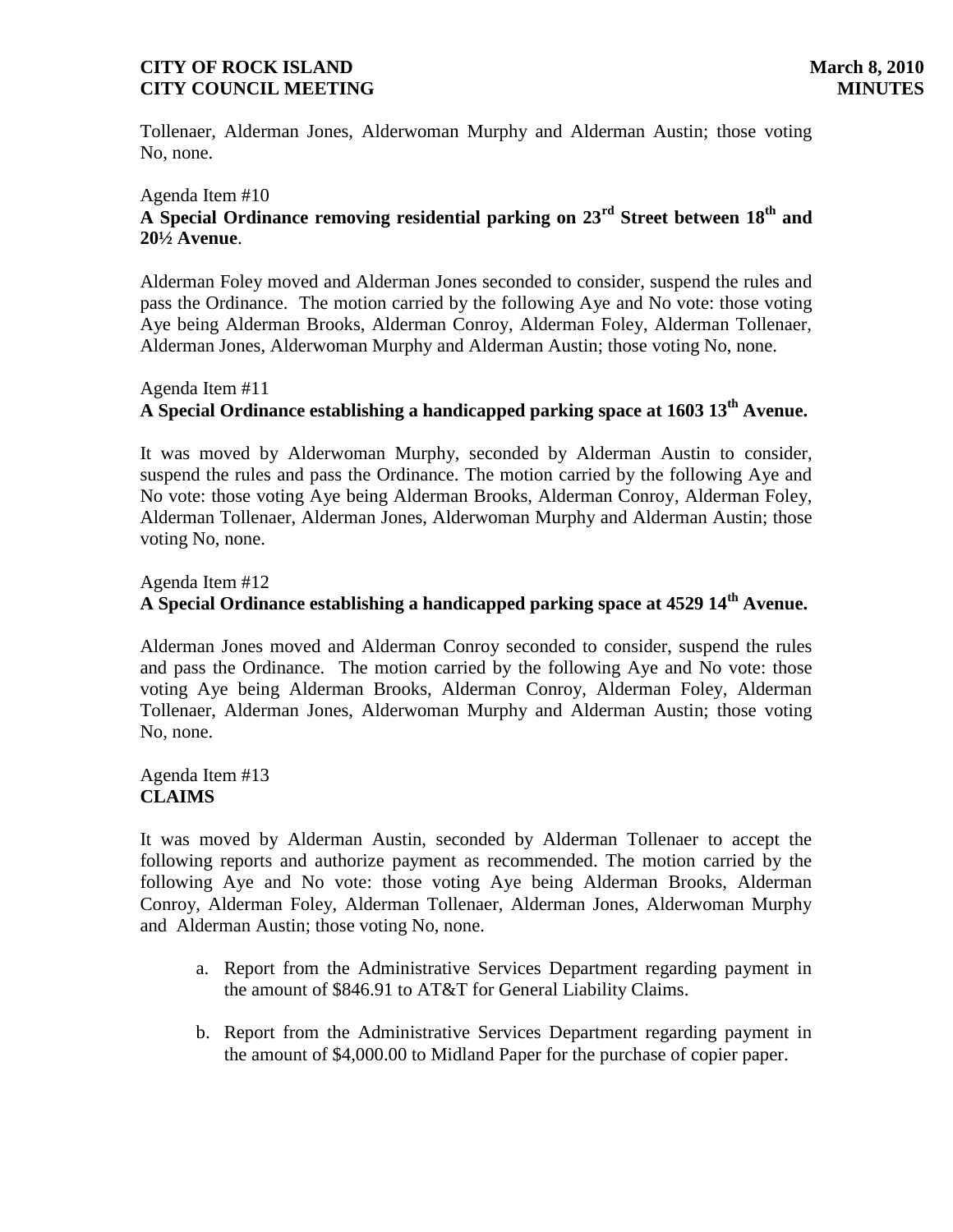Tollenaer, Alderman Jones, Alderwoman Murphy and Alderman Austin; those voting No, none.

Agenda Item #10
**A Special Ordinance removing residential parking on 23rd Street between 18th and 20½ Avenue**.

Alderman Foley moved and Alderman Jones seconded to consider, suspend the rules and pass the Ordinance. The motion carried by the following Aye and No vote: those voting Aye being Alderman Brooks, Alderman Conroy, Alderman Foley, Alderman Tollenaer, Alderman Jones, Alderwoman Murphy and Alderman Austin; those voting No, none.

Agenda Item #11
**A Special Ordinance establishing a handicapped parking space at 1603 13th Avenue.**

It was moved by Alderwoman Murphy, seconded by Alderman Austin to consider, suspend the rules and pass the Ordinance. The motion carried by the following Aye and No vote: those voting Aye being Alderman Brooks, Alderman Conroy, Alderman Foley, Alderman Tollenaer, Alderman Jones, Alderwoman Murphy and Alderman Austin; those voting No, none.

Agenda Item #12
**A Special Ordinance establishing a handicapped parking space at 4529 14th Avenue.**

Alderman Jones moved and Alderman Conroy seconded to consider, suspend the rules and pass the Ordinance. The motion carried by the following Aye and No vote: those voting Aye being Alderman Brooks, Alderman Conroy, Alderman Foley, Alderman Tollenaer, Alderman Jones, Alderwoman Murphy and Alderman Austin; those voting No, none.

Agenda Item #13
**CLAIMS**

It was moved by Alderman Austin, seconded by Alderman Tollenaer to accept the following reports and authorize payment as recommended. The motion carried by the following Aye and No vote: those voting Aye being Alderman Brooks, Alderman Conroy, Alderman Foley, Alderman Tollenaer, Alderman Jones, Alderwoman Murphy and Alderman Austin; those voting No, none.

a. Report from the Administrative Services Department regarding payment in the amount of $846.91 to AT&T for General Liability Claims.

b. Report from the Administrative Services Department regarding payment in the amount of $4,000.00 to Midland Paper for the purchase of copier paper.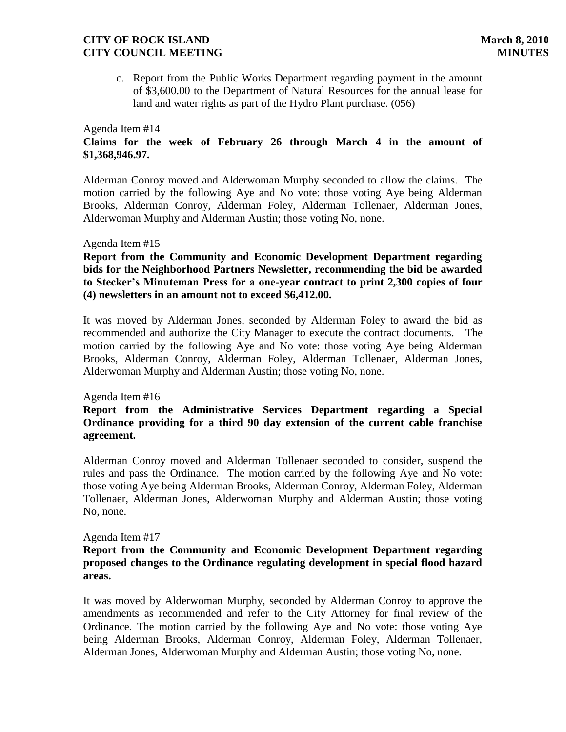c. Report from the Public Works Department regarding payment in the amount of $3,600.00 to the Department of Natural Resources for the annual lease for land and water rights as part of the Hydro Plant purchase. (056)

Agenda Item #14

**Claims for the week of February 26 through March 4 in the amount of $1,368,946.97.**

Alderman Conroy moved and Alderwoman Murphy seconded to allow the claims. The motion carried by the following Aye and No vote: those voting Aye being Alderman Brooks, Alderman Conroy, Alderman Foley, Alderman Tollenaer, Alderman Jones, Alderwoman Murphy and Alderman Austin; those voting No, none.

Agenda Item #15

**Report from the Community and Economic Development Department regarding bids for the Neighborhood Partners Newsletter, recommending the bid be awarded to Stecker's Minuteman Press for a one-year contract to print 2,300 copies of four (4) newsletters in an amount not to exceed $6,412.00.**

It was moved by Alderman Jones, seconded by Alderman Foley to award the bid as recommended and authorize the City Manager to execute the contract documents. The motion carried by the following Aye and No vote: those voting Aye being Alderman Brooks, Alderman Conroy, Alderman Foley, Alderman Tollenaer, Alderman Jones, Alderwoman Murphy and Alderman Austin; those voting No, none.

Agenda Item #16

**Report from the Administrative Services Department regarding a Special Ordinance providing for a third 90 day extension of the current cable franchise agreement.**

Alderman Conroy moved and Alderman Tollenaer seconded to consider, suspend the rules and pass the Ordinance. The motion carried by the following Aye and No vote: those voting Aye being Alderman Brooks, Alderman Conroy, Alderman Foley, Alderman Tollenaer, Alderman Jones, Alderwoman Murphy and Alderman Austin; those voting No, none.

Agenda Item #17

**Report from the Community and Economic Development Department regarding proposed changes to the Ordinance regulating development in special flood hazard areas.**

It was moved by Alderwoman Murphy, seconded by Alderman Conroy to approve the amendments as recommended and refer to the City Attorney for final review of the Ordinance. The motion carried by the following Aye and No vote: those voting Aye being Alderman Brooks, Alderman Conroy, Alderman Foley, Alderman Tollenaer, Alderman Jones, Alderwoman Murphy and Alderman Austin; those voting No, none.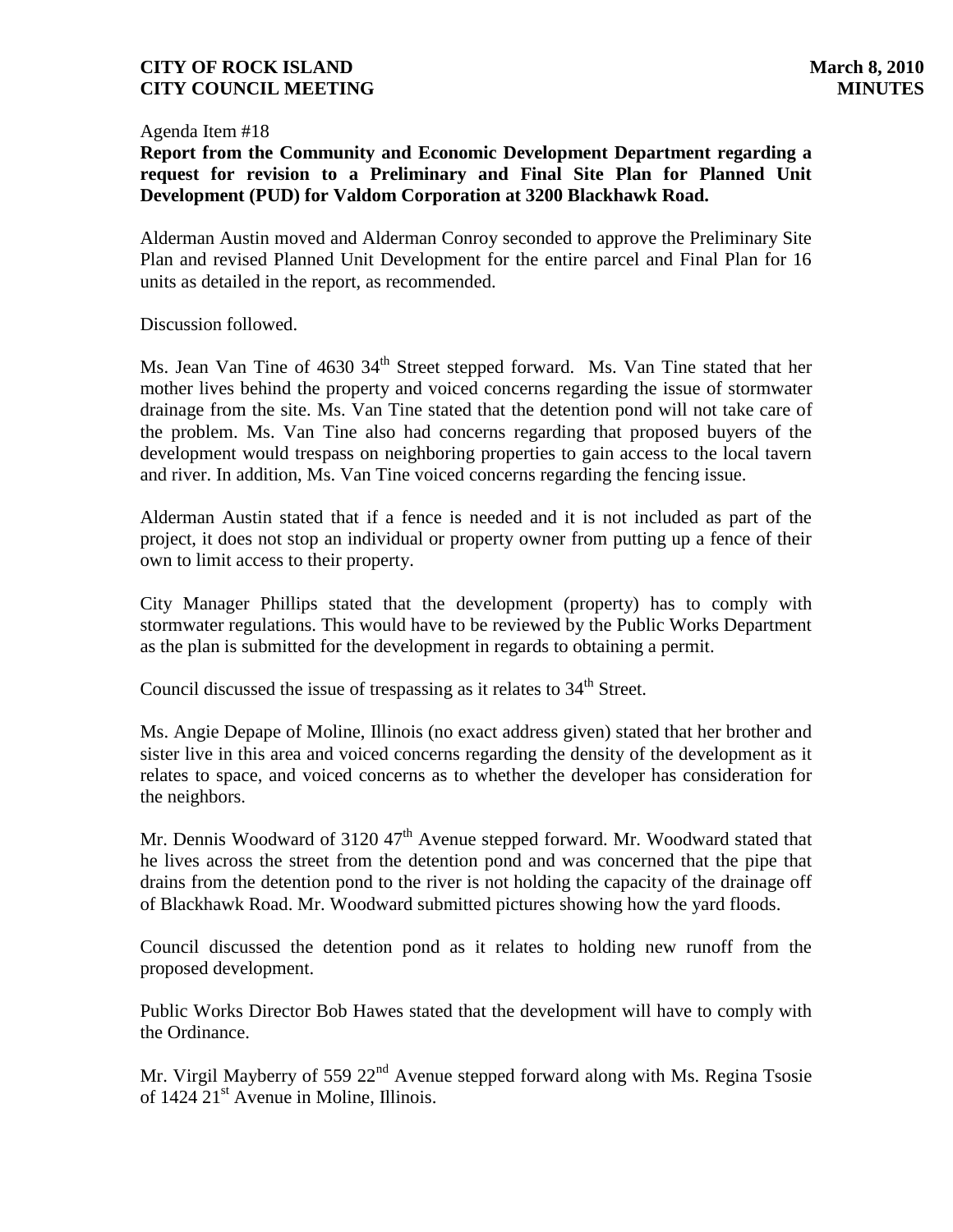Agenda Item #18

**Report from the Community and Economic Development Department regarding a request for revision to a Preliminary and Final Site Plan for Planned Unit Development (PUD) for Valdom Corporation at 3200 Blackhawk Road.**

Alderman Austin moved and Alderman Conroy seconded to approve the Preliminary Site Plan and revised Planned Unit Development for the entire parcel and Final Plan for 16 units as detailed in the report, as recommended.

Discussion followed.

Ms. Jean Van Tine of 4630 34th Street stepped forward. Ms. Van Tine stated that her mother lives behind the property and voiced concerns regarding the issue of stormwater drainage from the site. Ms. Van Tine stated that the detention pond will not take care of the problem. Ms. Van Tine also had concerns regarding that proposed buyers of the development would trespass on neighboring properties to gain access to the local tavern and river. In addition, Ms. Van Tine voiced concerns regarding the fencing issue.

Alderman Austin stated that if a fence is needed and it is not included as part of the project, it does not stop an individual or property owner from putting up a fence of their own to limit access to their property.

City Manager Phillips stated that the development (property) has to comply with stormwater regulations. This would have to be reviewed by the Public Works Department as the plan is submitted for the development in regards to obtaining a permit.

Council discussed the issue of trespassing as it relates to 34th Street.

Ms. Angie Depape of Moline, Illinois (no exact address given) stated that her brother and sister live in this area and voiced concerns regarding the density of the development as it relates to space, and voiced concerns as to whether the developer has consideration for the neighbors.

Mr. Dennis Woodward of 3120 47th Avenue stepped forward. Mr. Woodward stated that he lives across the street from the detention pond and was concerned that the pipe that drains from the detention pond to the river is not holding the capacity of the drainage off of Blackhawk Road. Mr. Woodward submitted pictures showing how the yard floods.

Council discussed the detention pond as it relates to holding new runoff from the proposed development.

Public Works Director Bob Hawes stated that the development will have to comply with the Ordinance.

Mr. Virgil Mayberry of 559 22nd Avenue stepped forward along with Ms. Regina Tsosie of 1424 21st Avenue in Moline, Illinois.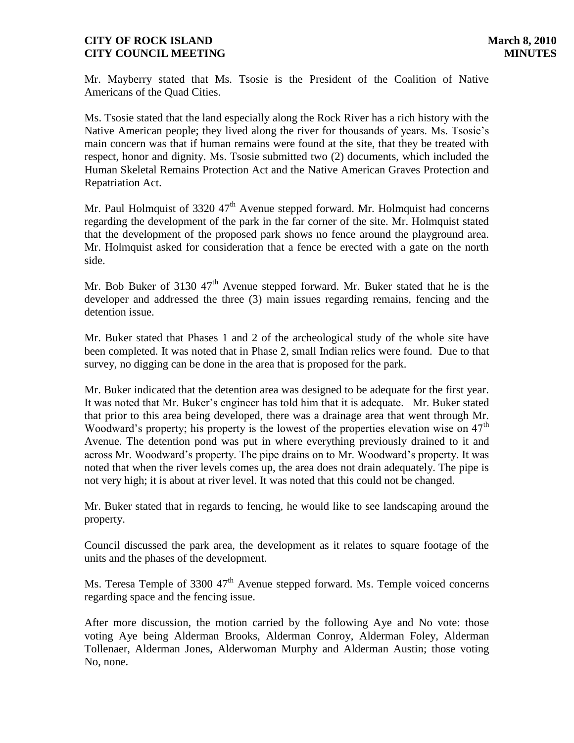Mr. Mayberry stated that Ms. Tsosie is the President of the Coalition of Native Americans of the Quad Cities.

Ms. Tsosie stated that the land especially along the Rock River has a rich history with the Native American people; they lived along the river for thousands of years. Ms. Tsosie's main concern was that if human remains were found at the site, that they be treated with respect, honor and dignity. Ms. Tsosie submitted two (2) documents, which included the Human Skeletal Remains Protection Act and the Native American Graves Protection and Repatriation Act.

Mr. Paul Holmquist of 3320 47th Avenue stepped forward. Mr. Holmquist had concerns regarding the development of the park in the far corner of the site. Mr. Holmquist stated that the development of the proposed park shows no fence around the playground area. Mr. Holmquist asked for consideration that a fence be erected with a gate on the north side.

Mr. Bob Buker of 3130 47th Avenue stepped forward. Mr. Buker stated that he is the developer and addressed the three (3) main issues regarding remains, fencing and the detention issue.

Mr. Buker stated that Phases 1 and 2 of the archeological study of the whole site have been completed. It was noted that in Phase 2, small Indian relics were found. Due to that survey, no digging can be done in the area that is proposed for the park.

Mr. Buker indicated that the detention area was designed to be adequate for the first year. It was noted that Mr. Buker's engineer has told him that it is adequate. Mr. Buker stated that prior to this area being developed, there was a drainage area that went through Mr. Woodward's property; his property is the lowest of the properties elevation wise on 47th Avenue. The detention pond was put in where everything previously drained to it and across Mr. Woodward's property. The pipe drains on to Mr. Woodward's property. It was noted that when the river levels comes up, the area does not drain adequately. The pipe is not very high; it is about at river level. It was noted that this could not be changed.

Mr. Buker stated that in regards to fencing, he would like to see landscaping around the property.

Council discussed the park area, the development as it relates to square footage of the units and the phases of the development.

Ms. Teresa Temple of 3300 47th Avenue stepped forward. Ms. Temple voiced concerns regarding space and the fencing issue.

After more discussion, the motion carried by the following Aye and No vote: those voting Aye being Alderman Brooks, Alderman Conroy, Alderman Foley, Alderman Tollenaer, Alderman Jones, Alderwoman Murphy and Alderman Austin; those voting No, none.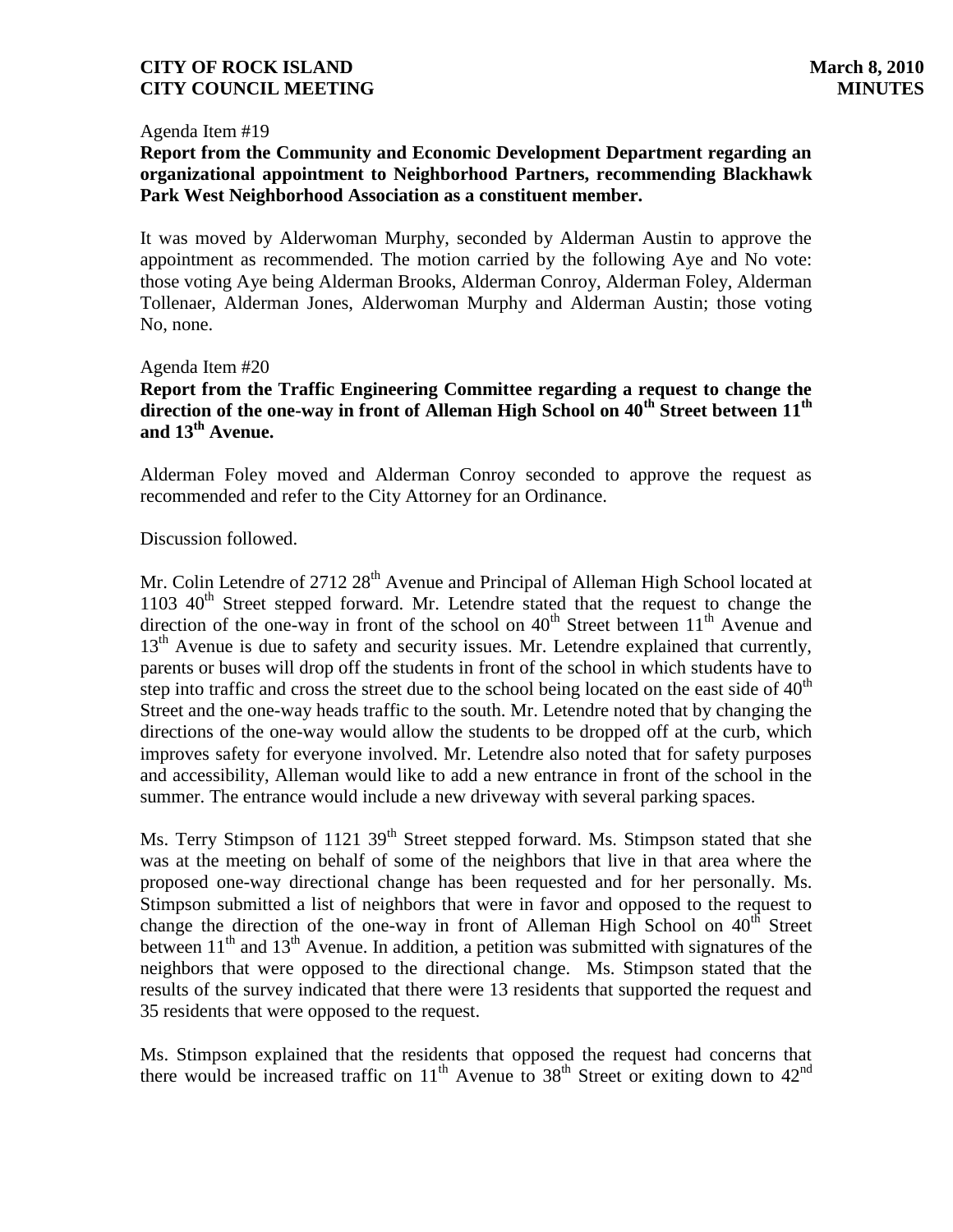Agenda Item #19

**Report from the Community and Economic Development Department regarding an organizational appointment to Neighborhood Partners, recommending Blackhawk Park West Neighborhood Association as a constituent member.**

It was moved by Alderwoman Murphy, seconded by Alderman Austin to approve the appointment as recommended. The motion carried by the following Aye and No vote: those voting Aye being Alderman Brooks, Alderman Conroy, Alderman Foley, Alderman Tollenaer, Alderman Jones, Alderwoman Murphy and Alderman Austin; those voting No, none.

Agenda Item #20

**Report from the Traffic Engineering Committee regarding a request to change the direction of the one-way in front of Alleman High School on 40th Street between 11th and 13th Avenue.**

Alderman Foley moved and Alderman Conroy seconded to approve the request as recommended and refer to the City Attorney for an Ordinance.

Discussion followed.

Mr. Colin Letendre of 2712 28th Avenue and Principal of Alleman High School located at 1103 40th Street stepped forward. Mr. Letendre stated that the request to change the direction of the one-way in front of the school on 40th Street between 11th Avenue and 13th Avenue is due to safety and security issues. Mr. Letendre explained that currently, parents or buses will drop off the students in front of the school in which students have to step into traffic and cross the street due to the school being located on the east side of 40th Street and the one-way heads traffic to the south. Mr. Letendre noted that by changing the directions of the one-way would allow the students to be dropped off at the curb, which improves safety for everyone involved. Mr. Letendre also noted that for safety purposes and accessibility, Alleman would like to add a new entrance in front of the school in the summer. The entrance would include a new driveway with several parking spaces.

Ms. Terry Stimpson of 1121 39th Street stepped forward. Ms. Stimpson stated that she was at the meeting on behalf of some of the neighbors that live in that area where the proposed one-way directional change has been requested and for her personally. Ms. Stimpson submitted a list of neighbors that were in favor and opposed to the request to change the direction of the one-way in front of Alleman High School on 40th Street between 11th and 13th Avenue. In addition, a petition was submitted with signatures of the neighbors that were opposed to the directional change. Ms. Stimpson stated that the results of the survey indicated that there were 13 residents that supported the request and 35 residents that were opposed to the request.

Ms. Stimpson explained that the residents that opposed the request had concerns that there would be increased traffic on 11th Avenue to 38th Street or exiting down to 42nd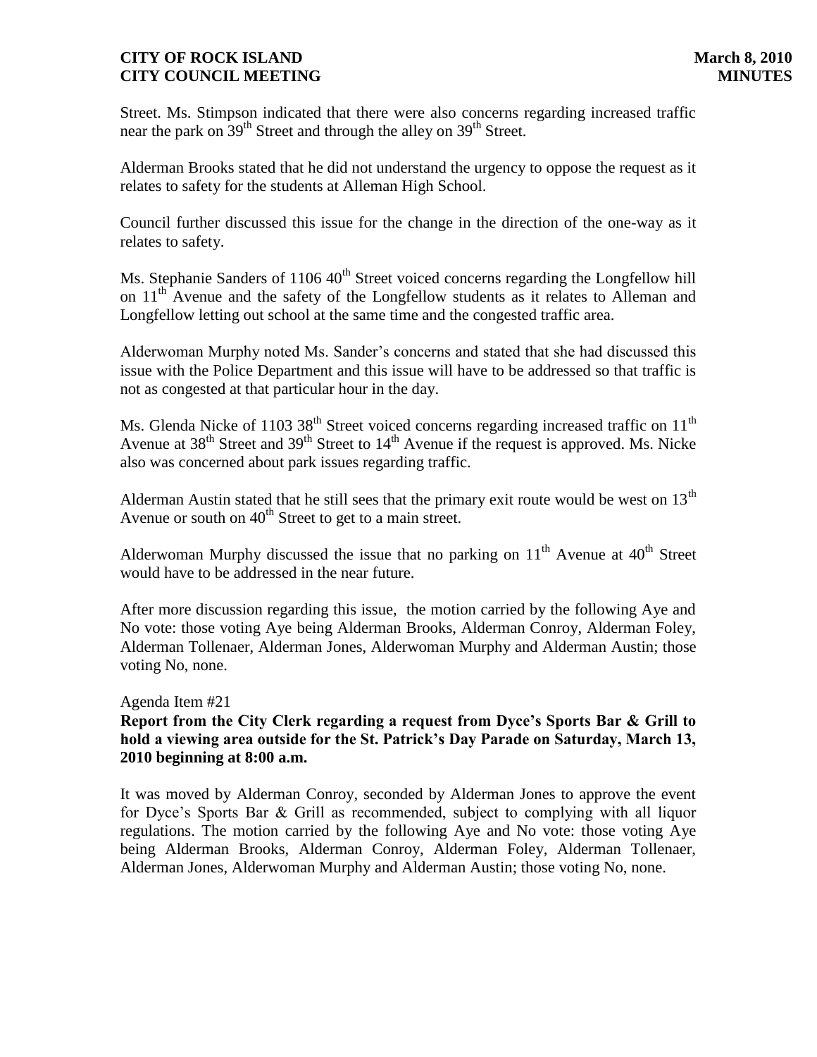Street. Ms. Stimpson indicated that there were also concerns regarding increased traffic near the park on 39th Street and through the alley on 39th Street.

Alderman Brooks stated that he did not understand the urgency to oppose the request as it relates to safety for the students at Alleman High School.

Council further discussed this issue for the change in the direction of the one-way as it relates to safety.

Ms. Stephanie Sanders of 1106 40th Street voiced concerns regarding the Longfellow hill on 11th Avenue and the safety of the Longfellow students as it relates to Alleman and Longfellow letting out school at the same time and the congested traffic area.

Alderwoman Murphy noted Ms. Sander's concerns and stated that she had discussed this issue with the Police Department and this issue will have to be addressed so that traffic is not as congested at that particular hour in the day.

Ms. Glenda Nicke of 1103 38th Street voiced concerns regarding increased traffic on 11th Avenue at 38th Street and 39th Street to 14th Avenue if the request is approved. Ms. Nicke also was concerned about park issues regarding traffic.

Alderman Austin stated that he still sees that the primary exit route would be west on 13th Avenue or south on 40th Street to get to a main street.

Alderwoman Murphy discussed the issue that no parking on 11th Avenue at 40th Street would have to be addressed in the near future.

After more discussion regarding this issue, the motion carried by the following Aye and No vote: those voting Aye being Alderman Brooks, Alderman Conroy, Alderman Foley, Alderman Tollenaer, Alderman Jones, Alderwoman Murphy and Alderman Austin; those voting No, none.

Agenda Item #21

**Report from the City Clerk regarding a request from Dyce's Sports Bar & Grill to hold a viewing area outside for the St. Patrick's Day Parade on Saturday, March 13, 2010 beginning at 8:00 a.m.**

It was moved by Alderman Conroy, seconded by Alderman Jones to approve the event for Dyce's Sports Bar & Grill as recommended, subject to complying with all liquor regulations. The motion carried by the following Aye and No vote: those voting Aye being Alderman Brooks, Alderman Conroy, Alderman Foley, Alderman Tollenaer, Alderman Jones, Alderwoman Murphy and Alderman Austin; those voting No, none.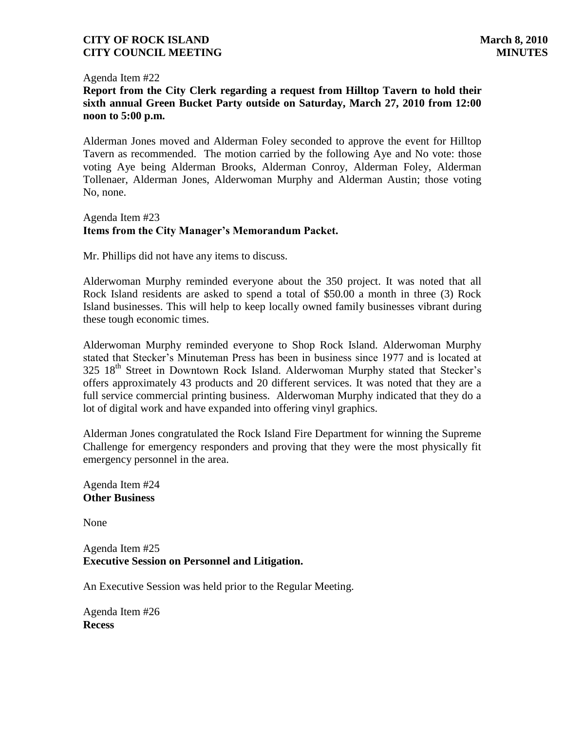Agenda Item #22
**Report from the City Clerk regarding a request from Hilltop Tavern to hold their sixth annual Green Bucket Party outside on Saturday, March 27, 2010 from 12:00 noon to 5:00 p.m.**

Alderman Jones moved and Alderman Foley seconded to approve the event for Hilltop Tavern as recommended. The motion carried by the following Aye and No vote: those voting Aye being Alderman Brooks, Alderman Conroy, Alderman Foley, Alderman Tollenaer, Alderman Jones, Alderwoman Murphy and Alderman Austin; those voting No, none.

Agenda Item #23
**Items from the City Manager's Memorandum Packet.**

Mr. Phillips did not have any items to discuss.

Alderwoman Murphy reminded everyone about the 350 project. It was noted that all Rock Island residents are asked to spend a total of $50.00 a month in three (3) Rock Island businesses. This will help to keep locally owned family businesses vibrant during these tough economic times.

Alderwoman Murphy reminded everyone to Shop Rock Island. Alderwoman Murphy stated that Stecker's Minuteman Press has been in business since 1977 and is located at 325 18th Street in Downtown Rock Island. Alderwoman Murphy stated that Stecker's offers approximately 43 products and 20 different services. It was noted that they are a full service commercial printing business. Alderwoman Murphy indicated that they do a lot of digital work and have expanded into offering vinyl graphics.

Alderman Jones congratulated the Rock Island Fire Department for winning the Supreme Challenge for emergency responders and proving that they were the most physically fit emergency personnel in the area.

Agenda Item #24
**Other Business**

None

Agenda Item #25
**Executive Session on Personnel and Litigation.**

An Executive Session was held prior to the Regular Meeting.

Agenda Item #26
**Recess**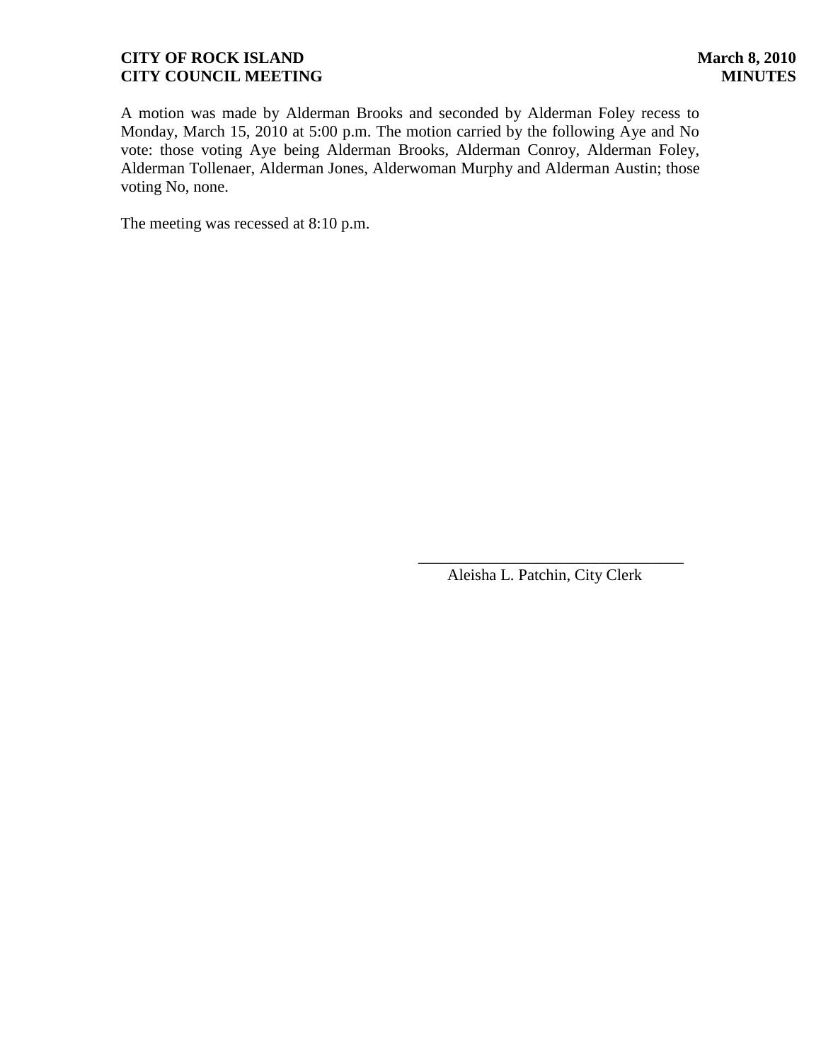A motion was made by Alderman Brooks and seconded by Alderman Foley recess to Monday, March 15, 2010 at 5:00 p.m. The motion carried by the following Aye and No vote: those voting Aye being Alderman Brooks, Alderman Conroy, Alderman Foley, Alderman Tollenaer, Alderman Jones, Alderwoman Murphy and Alderman Austin; those voting No, none.

The meeting was recessed at 8:10 p.m.

\_\_\_\_\_\_\_\_\_\_\_\_\_\_\_\_\_\_\_\_\_\_\_\_\_\_\_\_\_\_\_\_\_\_

Aleisha L. Patchin, City Clerk